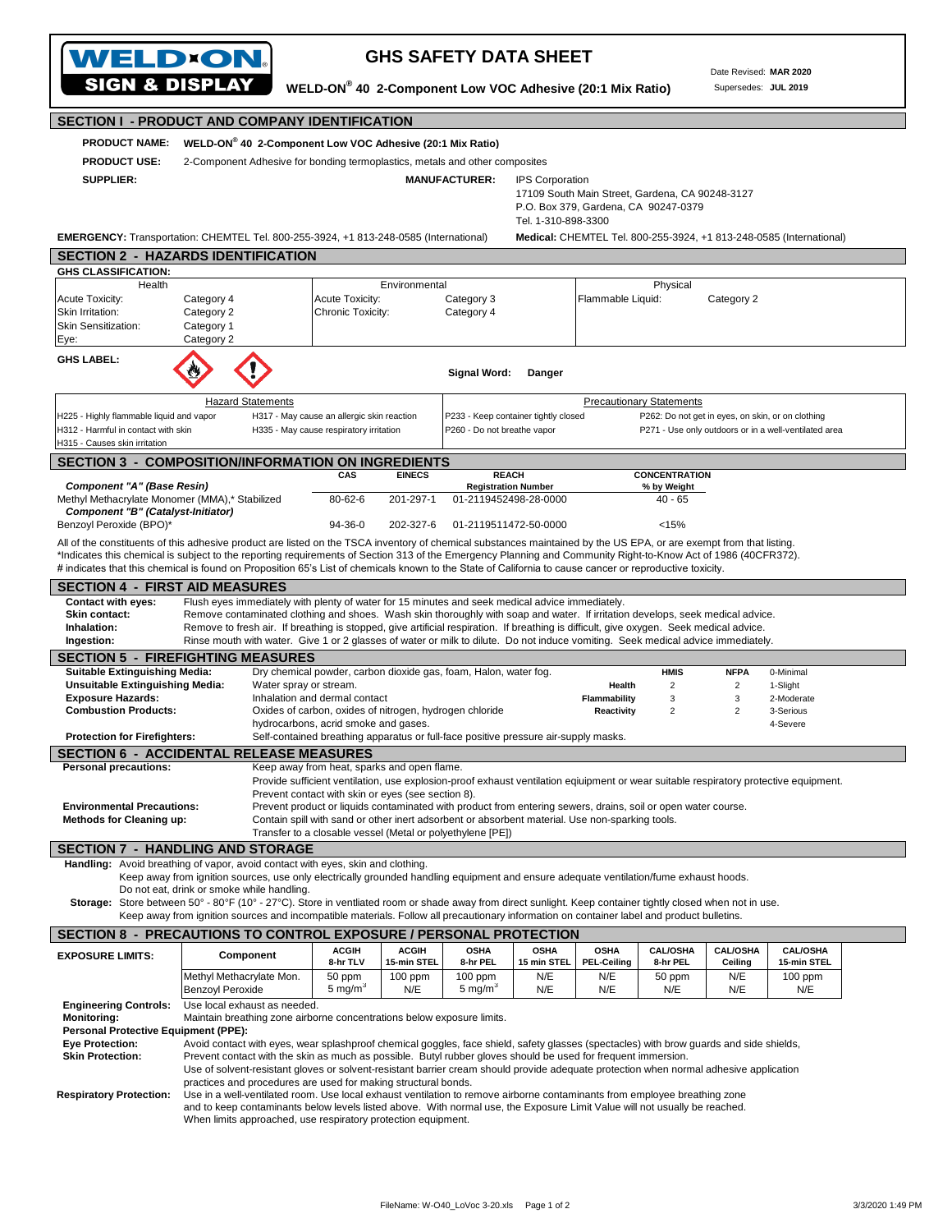# GHS SAFETY DATA SHEET

**WELD-ON® 40 2-Component Low VOC Adhesive (20:1 Mix Ratio)**

Date Revised: **MAR 2020**
Supersedes: **JUL 2019**

## SECTION I - PRODUCT AND COMPANY IDENTIFICATION

**PRODUCT NAME:** **WELD-ON® 40 2-Component Low VOC Adhesive (20:1 Mix Ratio)**

**PRODUCT USE:** 2-Component Adhesive for bonding termoplastics, metals and other composites

**SUPPLIER:**

**MANUFACTURER:** IPS Corporation
17109 South Main Street, Gardena, CA 90248-3127
P.O. Box 379, Gardena, CA 90247-0379
Tel. 1-310-898-3300

**EMERGENCY:** Transportation: CHEMTEL Tel. 800-255-3924, +1 813-248-0585 (International)
**Medical:** CHEMTEL Tel. 800-255-3924, +1 813-248-0585 (International)

## SECTION 2 - HAZARDS IDENTIFICATION

**GHS CLASSIFICATION:**

| Health | | Environmental | | Physical | |
|---|---|---|---|---|---|
| Acute Toxicity: | Category 4 | Acute Toxicity: | Category 3 | Flammable Liquid: | Category 2 |
| Skin Irritation: | Category 2 | Chronic Toxicity: | Category 4 | | |
| Skin Sensitization: | Category 1 | | | | |
| Eye: | Category 2 | | | | |

**GHS LABEL:**

**Signal Word:** **Danger**

| Hazard Statements | | Precautionary Statements | |
|---|---|---|---|
| H225 - Highly flammable liquid and vapor | H317 - May cause an allergic skin reaction | P233 - Keep container tightly closed | P262: Do not get in eyes, on skin, or on clothing |
| H312 - Harmful in contact with skin | H335 - May cause respiratory irritation | P260 - Do not breathe vapor | P271 - Use only outdoors or in a well-ventilated area |
| H315 - Causes skin irritation | | | |

## SECTION 3 - COMPOSITION/INFORMATION ON INGREDIENTS

| | CAS | EINECS | REACH Registration Number | CONCENTRATION % by Weight |
|---|---|---|---|---|
| ***Component "A" (Base Resin)*** | | | | |
| Methyl Methacrylate Monomer (MMA),* Stabilized | 80-62-6 | 201-297-1 | 01-2119452498-28-0000 | 40 - 65 |
| ***Component "B" (Catalyst-Initiator)*** | | | | |
| Benzoyl Peroxide (BPO)* | 94-36-0 | 202-327-6 | 01-2119511472-50-0000 | <15% |

All of the constituents of this adhesive product are listed on the TSCA inventory of chemical substances maintained by the US EPA, or are exempt from that listing.
*Indicates this chemical is subject to the reporting requirements of Section 313 of the Emergency Planning and Community Right-to-Know Act of 1986 (40CFR372).
# indicates that this chemical is found on Proposition 65's List of chemicals known to the State of California to cause cancer or reproductive toxicity.

## SECTION 4 - FIRST AID MEASURES

**Contact with eyes:** Flush eyes immediately with plenty of water for 15 minutes and seek medical advice immediately.
**Skin contact:** Remove contaminated clothing and shoes. Wash skin thoroughly with soap and water. If irritation develops, seek medical advice.
**Inhalation:** Remove to fresh air. If breathing is stopped, give artificial respiration. If breathing is difficult, give oxygen. Seek medical advice.
**Ingestion:** Rinse mouth with water. Give 1 or 2 glasses of water or milk to dilute. Do not induce vomiting. Seek medical advice immediately.

## SECTION 5 - FIREFIGHTING MEASURES

**Suitable Extinguishing Media:** Dry chemical powder, carbon dioxide gas, foam, Halon, water fog.
**Unsuitable Extinguishing Media:** Water spray or stream.
**Exposure Hazards:** Inhalation and dermal contact
**Combustion Products:** Oxides of carbon, oxides of nitrogen, hydrogen chloride hydrocarbons, acrid smoke and gases.
**Protection for Firefighters:** Self-contained breathing apparatus or full-face positive pressure air-supply masks.

| | HMIS | NFPA | |
|---|---|---|---|
| | | | 0-Minimal |
| Health | 2 | 2 | 1-Slight |
| Flammability | 3 | 3 | 2-Moderate |
| Reactivity | 2 | 2 | 3-Serious |
| | | | 4-Severe |

## SECTION 6 - ACCIDENTAL RELEASE MEASURES

**Personal precautions:** Keep away from heat, sparks and open flame.
Provide sufficient ventilation, use explosion-proof exhaust ventilation eqiuipment or wear suitable respiratory protective equipment.
Prevent contact with skin or eyes (see section 8).
**Environmental Precautions:** Prevent product or liquids contaminated with product from entering sewers, drains, soil or open water course.
**Methods for Cleaning up:** Contain spill with sand or other inert adsorbent or absorbent material. Use non-sparking tools.
Transfer to a closable vessel (Metal or polyethylene [PE])

## SECTION 7 - HANDLING AND STORAGE

**Handling:** Avoid breathing of vapor, avoid contact with eyes, skin and clothing.
Keep away from ignition sources, use only electrically grounded handling equipment and ensure adequate ventilation/fume exhaust hoods.
Do not eat, drink or smoke while handling.
**Storage:** Store between 50° - 80°F (10° - 27°C). Store in ventilated room or shade away from direct sunlight. Keep container tightly closed when not in use.
Keep away from ignition sources and incompatible materials. Follow all precautionary information on container label and product bulletins.

## SECTION 8 - PRECAUTIONS TO CONTROL EXPOSURE / PERSONAL PROTECTION

| EXPOSURE LIMITS: | Component | ACGIH 8-hr TLV | ACGIH 15-min STEL | OSHA 8-hr PEL | OSHA 15 min STEL | OSHA PEL-Ceiling | CAL/OSHA 8-hr PEL | CAL/OSHA Ceiling | CAL/OSHA 15-min STEL |
|---|---|---|---|---|---|---|---|---|---|
| | Methyl Methacrylate Mon. | 50 ppm | 100 ppm | 100 ppm | N/E | N/E | 50 ppm | N/E | 100 ppm |
| | Benzoyl Peroxide | 5 mg/m³ | N/E | 5 mg/m³ | N/E | N/E | N/E | N/E | N/E |

**Engineering Controls:** Use local exhaust as needed.
**Monitoring:** Maintain breathing zone airborne concentrations below exposure limits.
**Personal Protective Equipment (PPE):**
**Eye Protection:** Avoid contact with eyes, wear splashproof chemical goggles, face shield, safety glasses (spectacles) with brow guards and side shields,
**Skin Protection:** Prevent contact with the skin as much as possible. Butyl rubber gloves should be used for frequent immersion.
Use of solvent-resistant gloves or solvent-resistant barrier cream should provide adequate protection when normal adhesive application practices and procedures are used for making structural bonds.
**Respiratory Protection:** Use in a well-ventilated room. Use local exhaust ventilation to remove airborne contaminants from employee breathing zone and to keep contaminants below levels listed above. With normal use, the Exposure Limit Value will not usually be reached.
When limits approached, use respiratory protection equipment.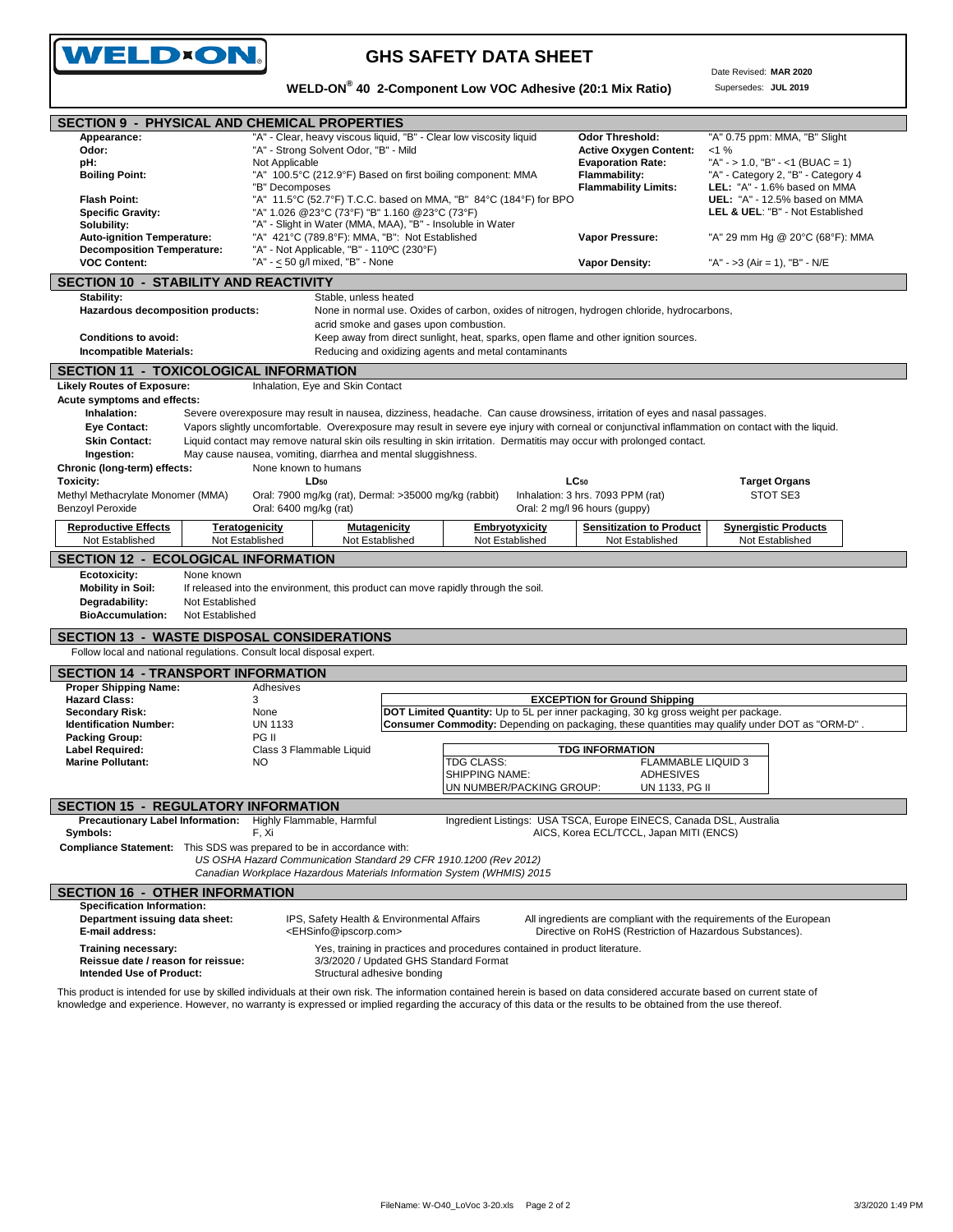# GHS SAFETY DATA SHEET

**WELD-ON® 40 2-Component Low VOC Adhesive (20:1 Mix Ratio)**

Date Revised: **MAR 2020**
Supersedes: **JUL 2019**

## SECTION 9 - PHYSICAL AND CHEMICAL PROPERTIES

| | | | |
|---|---|---|---|
| **Appearance:** | "A" - Clear, heavy viscous liquid, "B" - Clear low viscosity liquid | **Odor Threshold:** | "A" 0.75 ppm: MMA, "B" Slight |
| **Odor:** | "A" - Strong Solvent Odor, "B" - Mild | **Active Oxygen Content:** | <1 % |
| **pH:** | Not Applicable | **Evaporation Rate:** | "A" - > 1.0, "B" - <1 (BUAC = 1) |
| **Boiling Point:** | "A" 100.5°C (212.9°F) Based on first boiling component: MMA "B" Decomposes | **Flammability:** | "A" - Category 2, "B" - Category 4 |
| | | **Flammability Limits:** | **LEL:** "A" - 1.6% based on MMA |
| **Flash Point:** | "A" 11.5°C (52.7°F) T.C.C. based on MMA, "B" 84°C (184°F) for BPO | | **UEL:** "A" - 12.5% based on MMA |
| **Specific Gravity:** | "A" 1.026 @23°C (73°F) "B" 1.160 @23°C (73°F) | | **LEL & UEL**: "B" - Not Established |
| **Solubility:** | "A" - Slight in Water (MMA, MAA), "B" - Insoluble in Water | | |
| **Auto-ignition Temperature:** | "A" 421°C (789.8°F): MMA, "B": Not Established | **Vapor Pressure:** | "A" 29 mm Hg @ 20°C (68°F): MMA |
| **Decomposition Temperature:** | "A" - Not Applicable, "B" - 110ºC (230°F) | | |
| **VOC Content:** | "A" - $\leq$ 50 g/l mixed, "B" - None | **Vapor Density:** | "A" - >3 (Air = 1), "B" - N/E |

## SECTION 10 - STABILITY AND REACTIVITY

**Stability:** Stable, unless heated

**Hazardous decomposition products:** None in normal use. Oxides of carbon, oxides of nitrogen, hydrogen chloride, hydrocarbons, acrid smoke and gases upon combustion.

**Conditions to avoid:** Keep away from direct sunlight, heat, sparks, open flame and other ignition sources.

**Incompatible Materials:** Reducing and oxidizing agents and metal contaminants

## SECTION 11 - TOXICOLOGICAL INFORMATION

**Likely Routes of Exposure:** Inhalation, Eye and Skin Contact

**Acute symptoms and effects:**

- **Inhalation:** Severe overexposure may result in nausea, dizziness, headache. Can cause drowsiness, irritation of eyes and nasal passages.
- **Eye Contact:** Vapors slightly uncomfortable. Overexposure may result in severe eye injury with corneal or conjunctival inflammation on contact with the liquid.
- **Skin Contact:** Liquid contact may remove natural skin oils resulting in skin irritation. Dermatitis may occur with prolonged contact.
- **Ingestion:** May cause nausea, vomiting, diarrhea and mental sluggishness.

**Chronic (long-term) effects:** None known to humans

| **Toxicity:** | $LD_{50}$ | $LC_{50}$ | **Target Organs** |
|---|---|---|---|
| Methyl Methacrylate Monomer (MMA) | Oral: 7900 mg/kg (rat), Dermal: >35000 mg/kg (rabbit) | Inhalation: 3 hrs. 7093 PPM (rat) | STOT SE3 |
| Benzoyl Peroxide | Oral: 6400 mg/kg (rat) | Oral: 2 mg/l 96 hours (guppy) | |

| Reproductive Effects | Teratogenicity | Mutagenicity | Embryotyxicity | Sensitization to Product | Synergistic Products |
|---|---|---|---|---|---|
| Not Established | Not Established | Not Established | Not Established | Not Established | Not Established |

## SECTION 12 - ECOLOGICAL INFORMATION

**Ecotoxicity:** None known

**Mobility in Soil:** If released into the environment, this product can move rapidly through the soil.

**Degradability:** Not Established

**BioAccumulation:** Not Established

## SECTION 13 - WASTE DISPOSAL CONSIDERATIONS

Follow local and national regulations. Consult local disposal expert.

## SECTION 14 - TRANSPORT INFORMATION

**Proper Shipping Name:** Adhesives

**Hazard Class:** 3

**Secondary Risk:** None

**Identification Number:** UN 1133

**Packing Group:** PG II

**Label Required:** Class 3 Flammable Liquid

**Marine Pollutant:** NO

**EXCEPTION for Ground Shipping**

**DOT Limited Quantity:** Up to 5L per inner packaging, 30 kg gross weight per package.

**Consumer Commodity:** Depending on packaging, these quantities may qualify under DOT as "ORM-D" .

| TDG INFORMATION | |
|---|---|
| TDG CLASS: | FLAMMABLE LIQUID 3 |
| SHIPPING NAME: | ADHESIVES |
| UN NUMBER/PACKING GROUP: | UN 1133, PG II |

## SECTION 15 - REGULATORY INFORMATION

**Precautionary Label Information:** Highly Flammable, Harmful

**Symbols:** F, Xi

Ingredient Listings: USA TSCA, Europe EINECS, Canada DSL, Australia AICS, Korea ECL/TCCL, Japan MITI (ENCS)

**Compliance Statement:** This SDS was prepared to be in accordance with:
*US OSHA Hazard Communication Standard 29 CFR 1910.1200 (Rev 2012)*
*Canadian Workplace Hazardous Materials Information System (WHMIS) 2015*

## SECTION 16 - OTHER INFORMATION

**Specification Information:**

**Department issuing data sheet:** IPS, Safety Health & Environmental Affairs

**E-mail address:** <EHSinfo@ipscorp.com>

All ingredients are compliant with the requirements of the European Directive on RoHS (Restriction of Hazardous Substances).

**Training necessary:** Yes, training in practices and procedures contained in product literature.

**Reissue date / reason for reissue:** 3/3/2020 / Updated GHS Standard Format

**Intended Use of Product:** Structural adhesive bonding

This product is intended for use by skilled individuals at their own risk. The information contained herein is based on data considered accurate based on current state of knowledge and experience. However, no warranty is expressed or implied regarding the accuracy of this data or the results to be obtained from the use thereof.

FileName: W-O40_LoVoc 3-20.xls 3/3/2020 1:49 PM